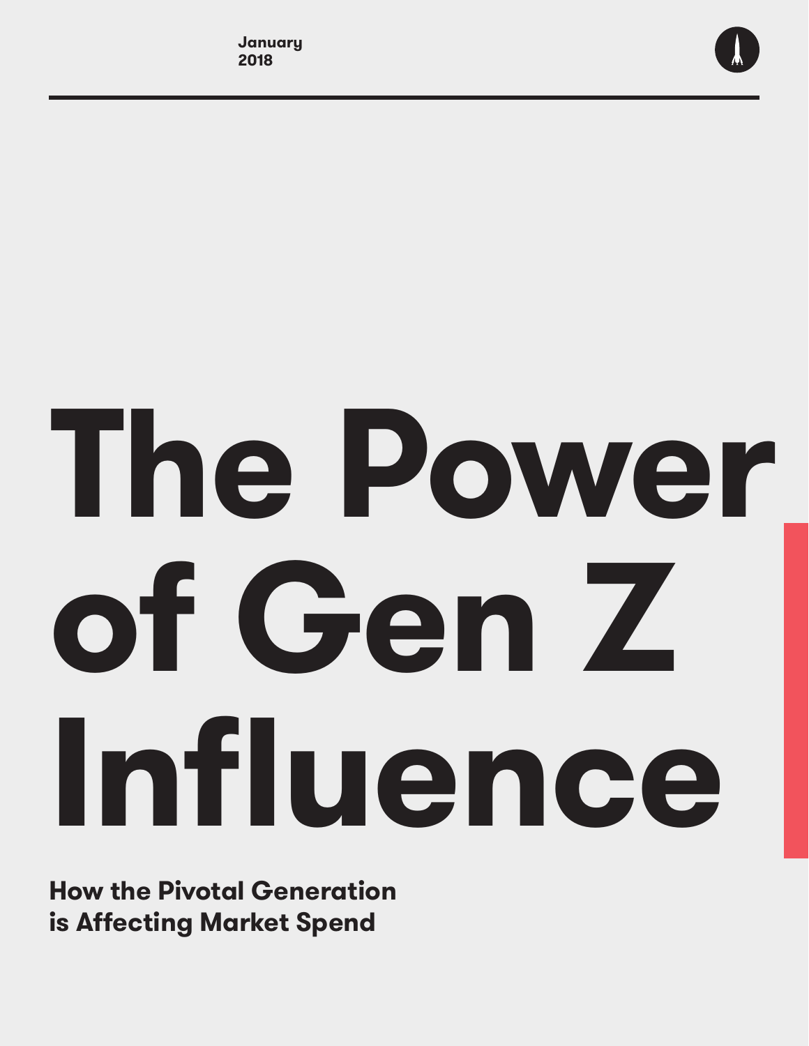January
2018

# The Power of Gen Z Influence

**How the Pivotal Generation is Affecting Market Spend**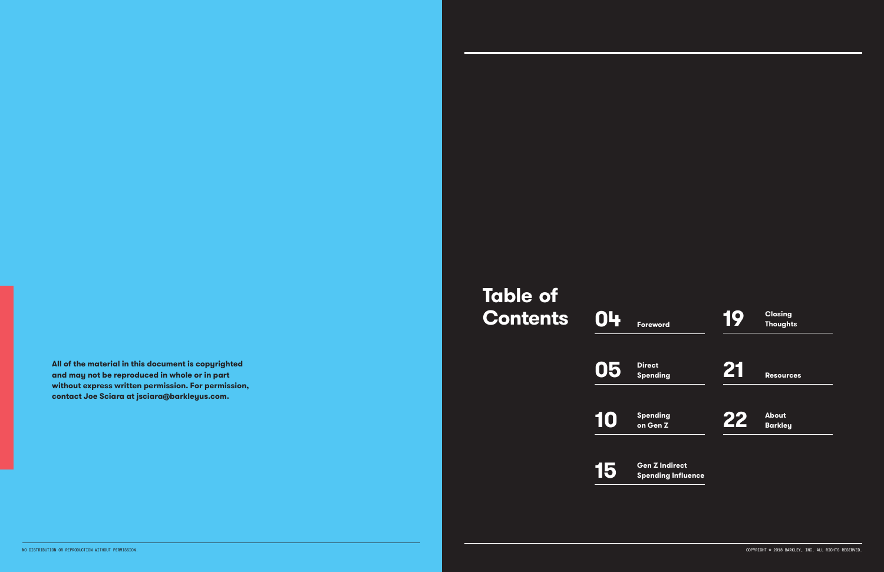**All of the material in this document is copyrighted and may not be reproduced in whole or in part without express written permission. For permission, contact Joe Sciara at jsciara@barkleyus.com.**

NO DISTRIBUTION OR REPRODUCTION WITHOUT PERMISSION.

# Table of Contents

| Page | Section |
| --- | --- |
| 04 | Foreword |
| 05 | Direct Spending |
| 10 | Spending on Gen Z |
| 15 | Gen Z Indirect Spending Influence |
| 19 | Closing Thoughts |
| 21 | Resources |
| 22 | About Barkley |

COPYRIGHT © 2018 BARKLEY, INC. ALL RIGHTS RESERVED.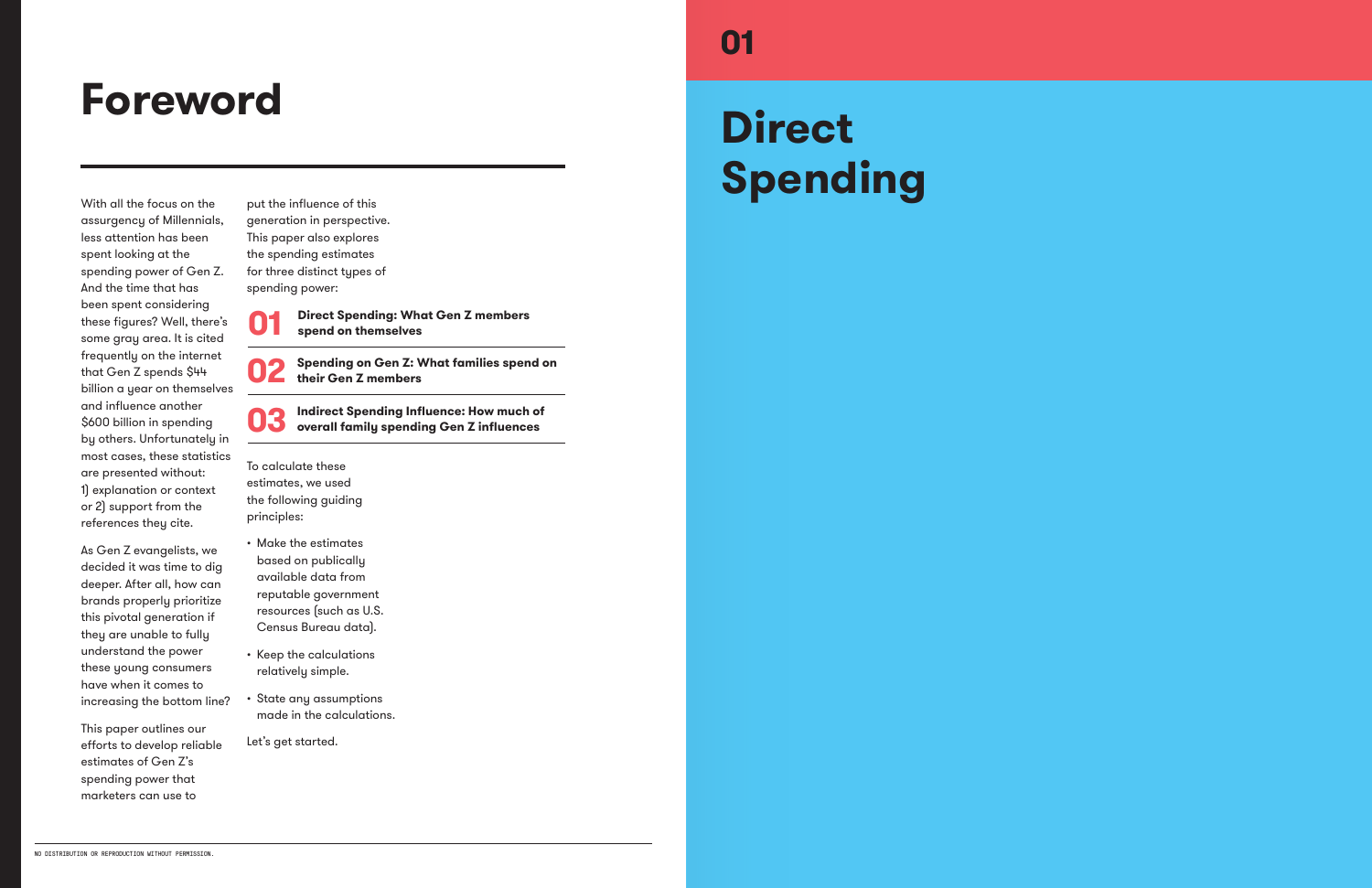# Foreword

With all the focus on the assurgency of Millennials, less attention has been spent looking at the spending power of Gen Z. And the time that has been spent considering these figures? Well, there's some gray area. It is cited frequently on the internet that Gen Z spends $44 billion a year on themselves and influence another $600 billion in spending by others. Unfortunately in most cases, these statistics are presented without: 1) explanation or context or 2) support from the references they cite.

As Gen Z evangelists, we decided it was time to dig deeper. After all, how can brands properly prioritize this pivotal generation if they are unable to fully understand the power these young consumers have when it comes to increasing the bottom line?

This paper outlines our efforts to develop reliable estimates of Gen Z's spending power that marketers can use to put the influence of this generation in perspective. This paper also explores the spending estimates for three distinct types of spending power:

**01** **Direct Spending: What Gen Z members spend on themselves**

**02** **Spending on Gen Z: What families spend on their Gen Z members**

**03** **Indirect Spending Influence: How much of overall family spending Gen Z influences**

To calculate these estimates, we used the following guiding principles:

- Make the estimates based on publically available data from reputable government resources (such as U.S. Census Bureau data).
- Keep the calculations relatively simple.
- State any assumptions made in the calculations.

Let's get started.

NO DISTRIBUTION OR REPRODUCTION WITHOUT PERMISSION.

01

# Direct Spending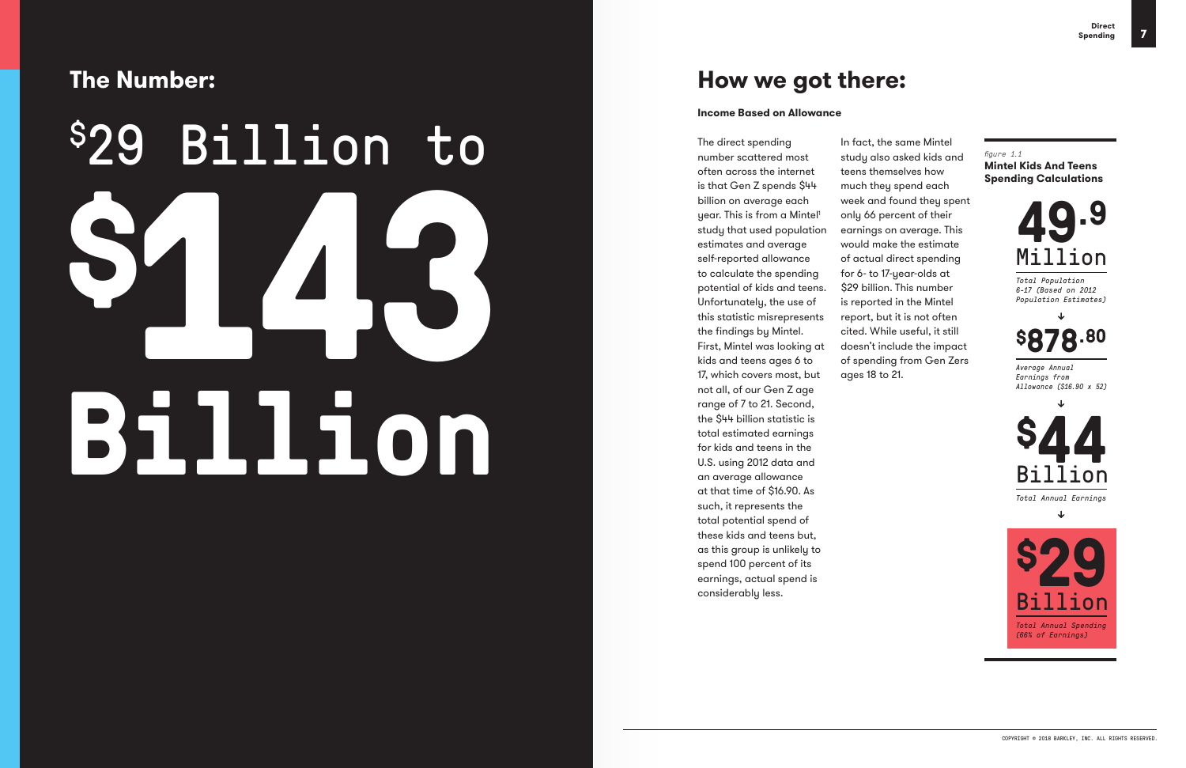## The Number:

# $29 Billion to $143 Billion

## How we got there:

**Income Based on Allowance**

The direct spending number scattered most often across the internet is that Gen Z spends $44 billion on average each year. This is from a Mintel[1] study that used population estimates and average self-reported allowance to calculate the spending potential of kids and teens. Unfortunately, the use of this statistic misrepresents the findings by Mintel. First, Mintel was looking at kids and teens ages 6 to 17, which covers most, but not all, of our Gen Z age range of 7 to 21. Second, the $44 billion statistic is total estimated earnings for kids and teens in the U.S. using 2012 data and an average allowance at that time of $16.90. As such, it represents the total potential spend of these kids and teens but, as this group is unlikely to spend 100 percent of its earnings, actual spend is considerably less.

In fact, the same Mintel study also asked kids and teens themselves how much they spend each week and found they spent only 66 percent of their earnings on average. This would make the estimate of actual direct spending for 6- to 17-year-olds at $29 billion. This number is reported in the Mintel report, but it is not often cited. While useful, it still doesn't include the impact of spending from Gen Zers ages 18 to 21.

*figure 1.1*

**Mintel Kids And Teens Spending Calculations**

**49.9 Million**
*Total Population 6-17 (Based on 2012 Population Estimates)*

↓

**$878.80**
*Average Annual Earnings from Allowance ($16.90 x 52)*

↓

**$44 Billion**
*Total Annual Earnings*

↓

**$29 Billion**
*Total Annual Spending (66% of Earnings)*

COPYRIGHT © 2018 BARKLEY, INC. ALL RIGHTS RESERVED.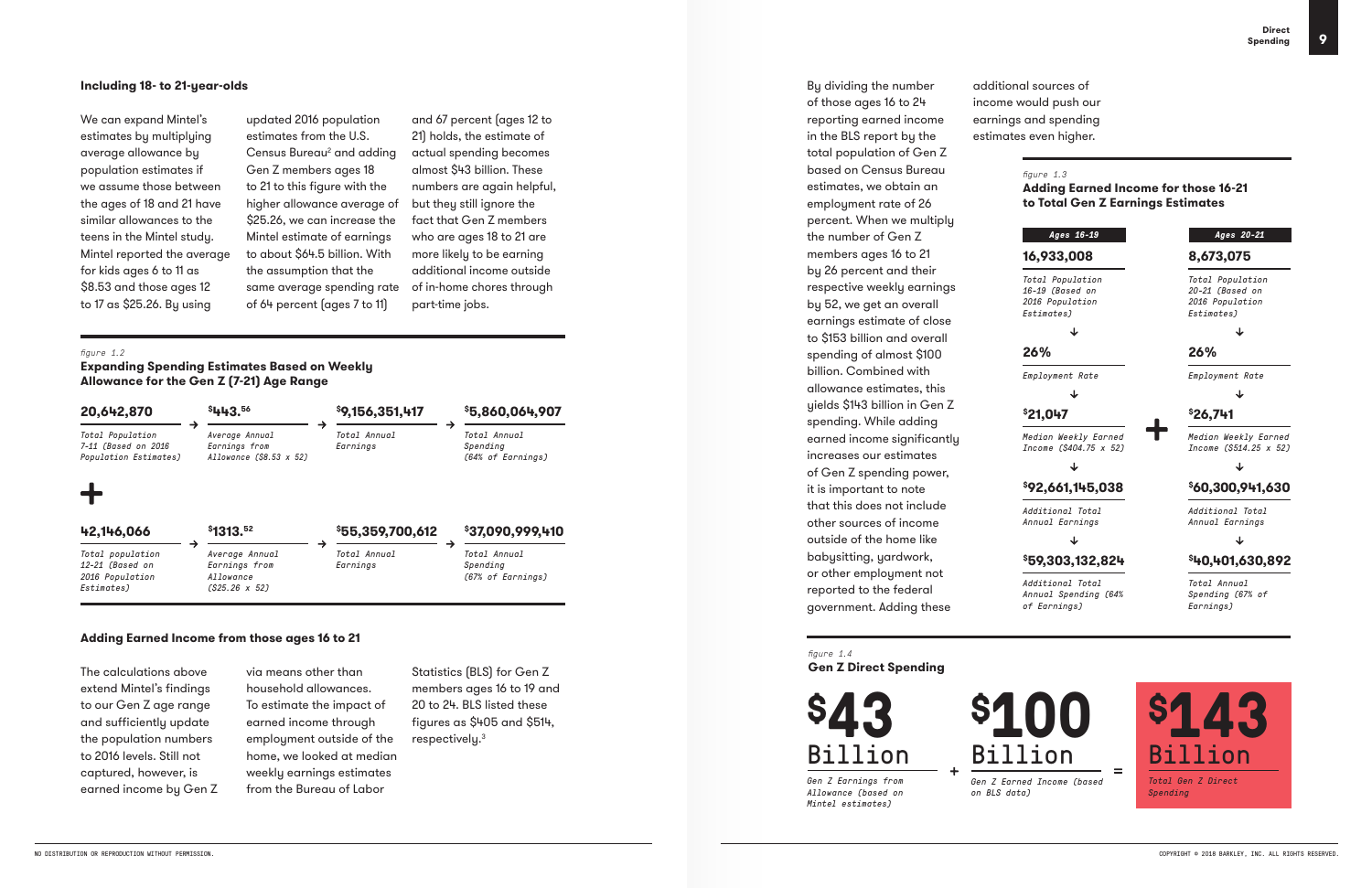### Including 18- to 21-year-olds

We can expand Mintel's estimates by multiplying average allowance by population estimates if we assume those between the ages of 18 and 21 have similar allowances to the teens in the Mintel study. Mintel reported the average for kids ages 6 to 11 as $8.53 and those ages 12 to 17 as $25.26. By using updated 2016 population estimates from the U.S. Census Bureau[2] and adding Gen Z members ages 18 to 21 to this figure with the higher allowance average of $25.26, we can increase the Mintel estimate of earnings to about $64.5 billion. With the assumption that the same average spending rate of 64 percent (ages 7 to 11) and 67 percent (ages 12 to 21) holds, the estimate of actual spending becomes almost $43 billion. These numbers are again helpful, but they still ignore the fact that Gen Z members who are ages 18 to 21 are more likely to be earning additional income outside of in-home chores through part-time jobs.

*figure 1.2*

**Expanding Spending Estimates Based on Weekly Allowance for the Gen Z (7-21) Age Range**

| Total Population | Average Annual Earnings from Allowance | Total Annual Earnings | Total Annual Spending |
|---|---|---|---|
| 20,642,870 (Total Population 7-11 (Based on 2016 Population Estimates)) | $443.56 (Average Annual Earnings from Allowance ($8.53 x 52)) | $9,156,351,417 | $5,860,064,907 (64% of Earnings) |
| + | | | |
| 42,146,066 (Total population 12-21 (Based on 2016 Population Estimates)) | $1313.52 (Average Annual Earnings from Allowance ($25.26 x 52)) | $55,359,700,612 | $37,090,999,410 (67% of Earnings) |

### Adding Earned Income from those ages 16 to 21

The calculations above extend Mintel's findings to our Gen Z age range and sufficiently update the population numbers to 2016 levels. Still not captured, however, is earned income by Gen Z via means other than household allowances. To estimate the impact of earned income through employment outside of the home, we looked at median weekly earnings estimates from the Bureau of Labor Statistics (BLS) for Gen Z members ages 16 to 19 and 20 to 24. BLS listed these figures as $405 and $514, respectively.[3]

By dividing the number of those ages 16 to 24 reporting earned income in the BLS report by the total population of Gen Z based on Census Bureau estimates, we obtain an employment rate of 26 percent. When we multiply the number of Gen Z members ages 16 to 21 by 26 percent and their respective weekly earnings by 52, we get an overall earnings estimate of close to $153 billion and overall spending of almost $100 billion. Combined with allowance estimates, this yields $143 billion in Gen Z spending. While adding earned income significantly increases our estimates of Gen Z spending power, it is important to note that this does not include other sources of income outside of the home like babysitting, yardwork, or other employment not reported to the federal government. Adding these additional sources of income would push our earnings and spending estimates even higher.

*figure 1.3*

**Adding Earned Income for those 16-21 to Total Gen Z Earnings Estimates**

| | Ages 16-19 | | Ages 20-21 |
|---|---|---|---|
| Total Population (Based on 2016 Population Estimates) | 16,933,008 | + | 8,673,075 |
| Employment Rate | 26% | | 26% |
| Median Weekly Earned Income | $21,047 ($404.75 x 52) | | $26,741 ($514.25 x 52) |
| Additional Total Annual Earnings | $92,661,145,038 | | $60,300,941,630 |
| Additional Total Annual Spending | $59,303,132,824 (64% of Earnings) | | $40,401,630,892 (67% of Earnings) |

*figure 1.4*

**Gen Z Direct Spending**

**$43 Billion** — Gen Z Earnings from Allowance (based on Mintel estimates)

\+

**$100 Billion** — Gen Z Earned Income (based on BLS data)

=

**$143 Billion** — Total Gen Z Direct Spending

NO DISTRIBUTION OR REPRODUCTION WITHOUT PERMISSION.

COPYRIGHT © 2018 BARKLEY, INC. ALL RIGHTS RESERVED.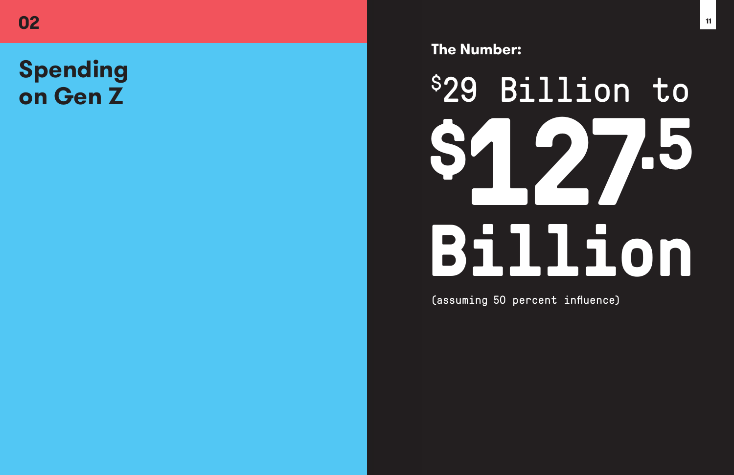02

# Spending on Gen Z

**The Number:**

## $29 Billion to $127.5 Billion

(assuming 50 percent influence)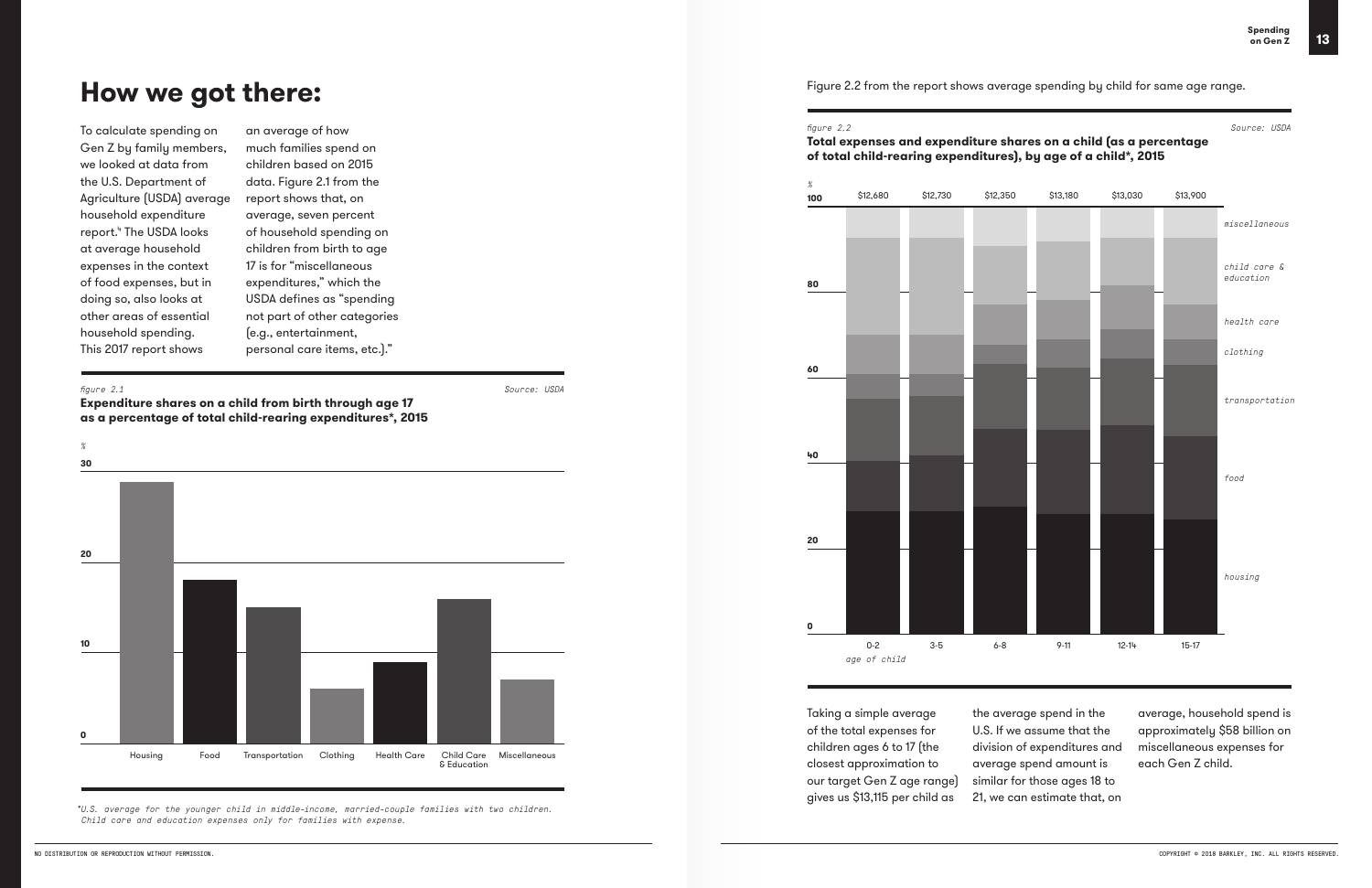# How we got there:

To calculate spending on Gen Z by family members, we looked at data from the U.S. Department of Agriculture (USDA) average household expenditure report.[4] The USDA looks at average household expenses in the context of food expenses, but in doing so, also looks at other areas of essential household spending. This 2017 report shows an average of how much families spend on children based on 2015 data. Figure 2.1 from the report shows that, on average, seven percent of household spending on children from birth to age 17 is for "miscellaneous expenditures," which the USDA defines as "spending not part of other categories (e.g., entertainment, personal care items, etc.)."

*figure 2.1* — *Source: USDA*

**Expenditure shares on a child from birth through age 17 as a percentage of total child-rearing expenditures\*, 2015**

| Category | % |
|---|---|
| Housing | ~29 |
| Food | ~18 |
| Transportation | ~15 |
| Clothing | ~6 |
| Health Care | ~9 |
| Child Care & Education | ~16 |
| Miscellaneous | ~7 |

*\*U.S. average for the younger child in middle-income, married-couple families with two children. Child care and education expenses only for families with expense.*

Figure 2.2 from the report shows average spending by child for same age range.

*figure 2.2* — *Source: USDA*

**Total expenses and expenditure shares on a child (as a percentage of total child-rearing expenditures), by age of a child\*, 2015**

| Age of child | 0-2 | 3-5 | 6-8 | 9-11 | 12-14 | 15-17 |
|---|---|---|---|---|---|---|
| Total expenses | $12,680 | $12,730 | $12,350 | $13,180 | $13,030 | $13,900 |

Categories (stacked, %): housing, food, transportation, clothing, health care, child care & education, miscellaneous

Taking a simple average of the total expenses for children ages 6 to 17 (the closest approximation to our target Gen Z age range) gives us $13,115 per child as the average spend in the U.S. If we assume that the division of expenditures and average spend amount is similar for those ages 18 to 21, we can estimate that, on average, household spend is approximately $58 billion on miscellaneous expenses for each Gen Z child.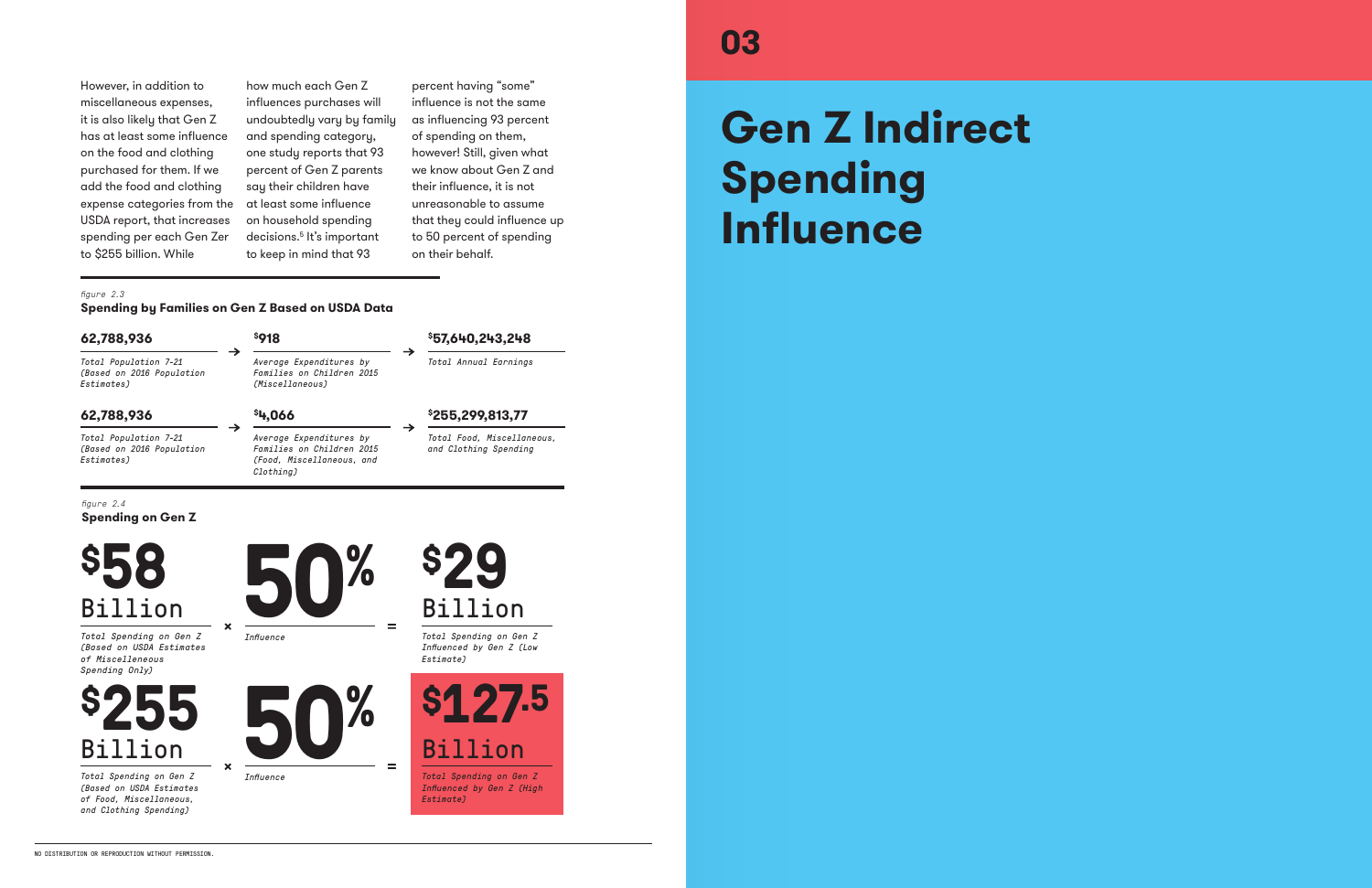However, in addition to miscellaneous expenses, it is also likely that Gen Z has at least some influence on the food and clothing purchased for them. If we add the food and clothing expense categories from the USDA report, that increases spending per each Gen Zer to $255 billion. While how much each Gen Z influences purchases will undoubtedly vary by family and spending category, one study reports that 93 percent of Gen Z parents say their children have at least some influence on household spending decisions.[5] It's important to keep in mind that 93 percent having "some" influence is not the same as influencing 93 percent of spending on them, however! Still, given what we know about Gen Z and their influence, it is not unreasonable to assume that they could influence up to 50 percent of spending on their behalf.

*figure 2.3*

**Spending by Families on Gen Z Based on USDA Data**

| Total Population 7-21 (Based on 2016 Population Estimates) | | Average Expenditures by Families on Children 2015 | | Result |
|---|---|---|---|---|
| **62,788,936** | → | **$918** (Miscellaneous) | → | **$57,640,243,248** Total Annual Earnings |
| **62,788,936** | → | **$4,066** (Food, Miscellaneous, and Clothing) | → | **$255,299,813,77** Total Food, Miscellaneous, and Clothing Spending |

*figure 2.4*

**Spending on Gen Z**

| Total Spending on Gen Z | | Influence | | Total Spending on Gen Z Influenced by Gen Z |
|---|---|---|---|---|
| **$58 Billion** (Based on USDA Estimates of Miscellaneous Spending Only) | × | **50%** | = | **$29 Billion** (Low Estimate) |
| **$255 Billion** (Based on USDA Estimates of Food, Miscellaneous, and Clothing Spending) | × | **50%** | = | **$127.5 Billion** (High Estimate) |

# 03

# Gen Z Indirect Spending Influence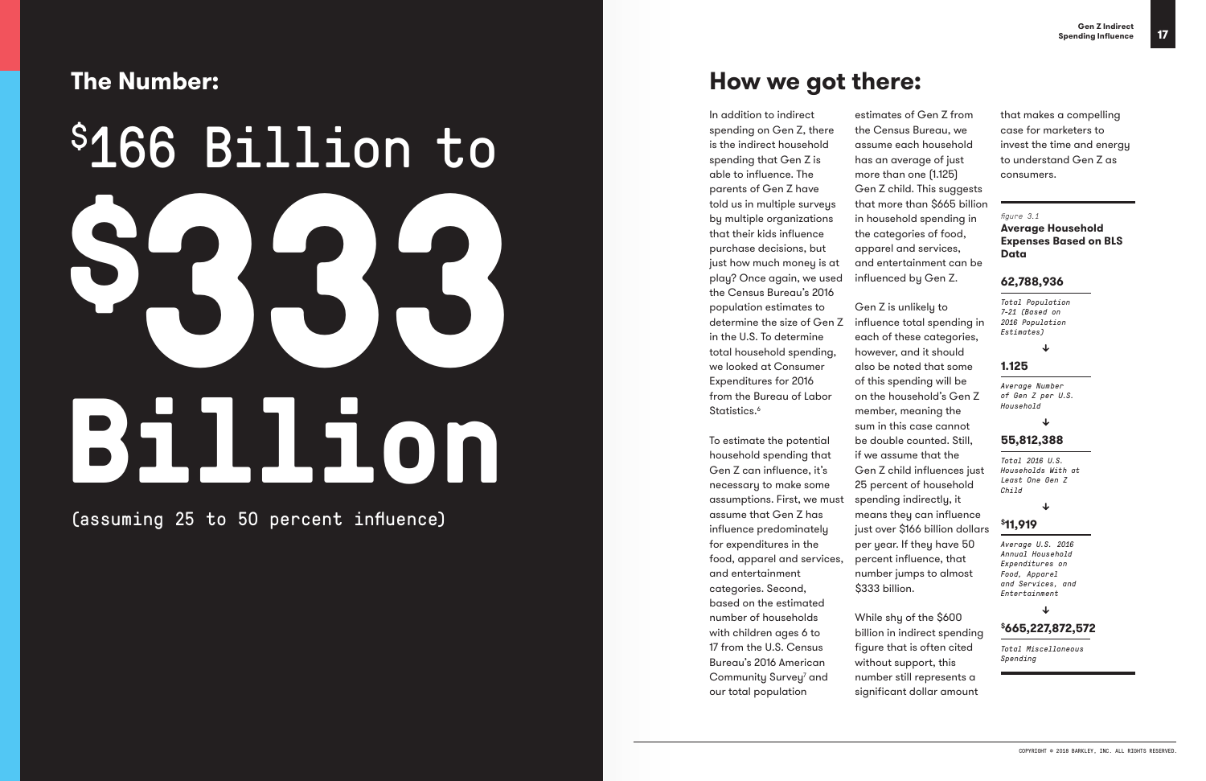## The Number:

# $166 Billion to $333 Billion

(assuming 25 to 50 percent influence)

## How we got there:

In addition to indirect spending on Gen Z, there is the indirect household spending that Gen Z is able to influence. The parents of Gen Z have told us in multiple surveys by multiple organizations that their kids influence purchase decisions, but just how much money is at play? Once again, we used the Census Bureau's 2016 population estimates to determine the size of Gen Z in the U.S. To determine total household spending, we looked at Consumer Expenditures for 2016 from the Bureau of Labor Statistics.[6]

To estimate the potential household spending that Gen Z can influence, it's necessary to make some assumptions. First, we must assume that Gen Z has influence predominately for expenditures in the food, apparel and services, and entertainment categories. Second, based on the estimated number of households with children ages 6 to 17 from the U.S. Census Bureau's 2016 American Community Survey[7] and our total population estimates of Gen Z from the Census Bureau, we assume each household has an average of just more than one (1.125) Gen Z child. This suggests that more than $665 billion in household spending in the categories of food, apparel and services, and entertainment can be influenced by Gen Z.

Gen Z is unlikely to influence total spending in each of these categories, however, and it should also be noted that some of this spending will be on the household's Gen Z member, meaning the sum in this case cannot be double counted. Still, if we assume that the Gen Z child influences just 25 percent of household spending indirectly, it means they can influence just over $166 billion dollars per year. If they have 50 percent influence, that number jumps to almost $333 billion.

While shy of the $600 billion in indirect spending figure that is often cited without support, this number still represents a significant dollar amount that makes a compelling case for marketers to invest the time and energy to understand Gen Z as consumers.

*figure 3.1*

**Average Household Expenses Based on BLS Data**

**62,788,936**
*Total Population 7-21 (Based on 2016 Population Estimates)*

↓

**1.125**
*Average Number of Gen Z per U.S. Household*

↓

**55,812,388**
*Total 2016 U.S. Households With at Least One Gen Z Child*

↓

**$11,919**
*Average U.S. 2016 Annual Household Expenditures on Food, Apparel and Services, and Entertainment*

↓

**$665,227,872,572**
*Total Miscellaneous Spending*

COPYRIGHT © 2018 BARKLEY, INC. ALL RIGHTS RESERVED.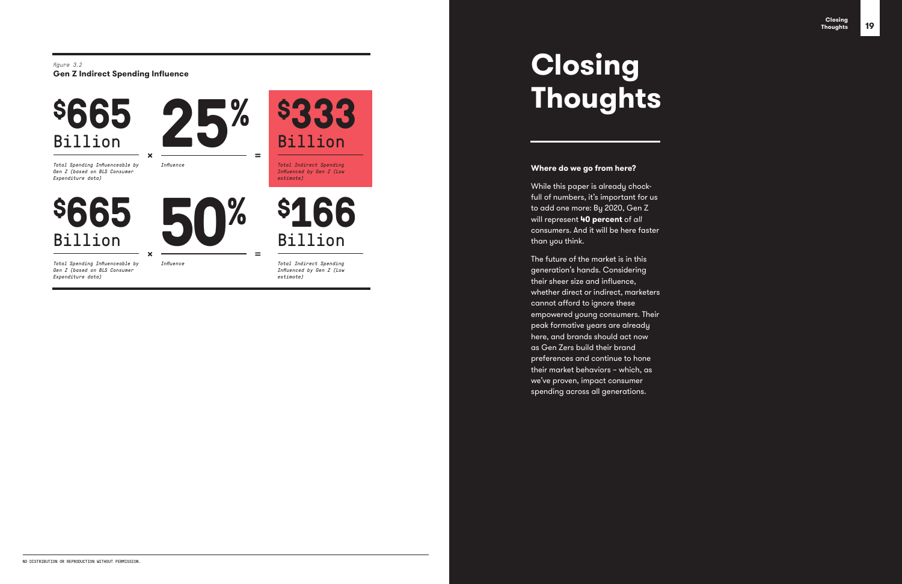*figure 3.2*
**Gen Z Indirect Spending Influence**

| Total Spending Influenceable by Gen Z (based on BLS Consumer Expenditure data) | | Influence | | Total Indirect Spending Influenced by Gen Z (Low estimate) |
|---|---|---|---|---|
| $665 Billion | × | 25% | = | $333 Billion |
| $665 Billion | × | 50% | = | $166 Billion |

# Closing Thoughts

**Where do we go from here?**

While this paper is already chock-full of numbers, it's important for us to add one more: By 2020, Gen Z will represent **40 percent** of *all* consumers. And it will be here faster than you think.

The future of the market is in this generation's hands. Considering their sheer size and influence, whether direct or indirect, marketers cannot afford to ignore these empowered young consumers. Their peak formative years are already here, and brands should act now as Gen Zers build their brand preferences and continue to hone their market behaviors – which, as we've proven, impact consumer spending across all generations.

NO DISTRIBUTION OR REPRODUCTION WITHOUT PERMISSION.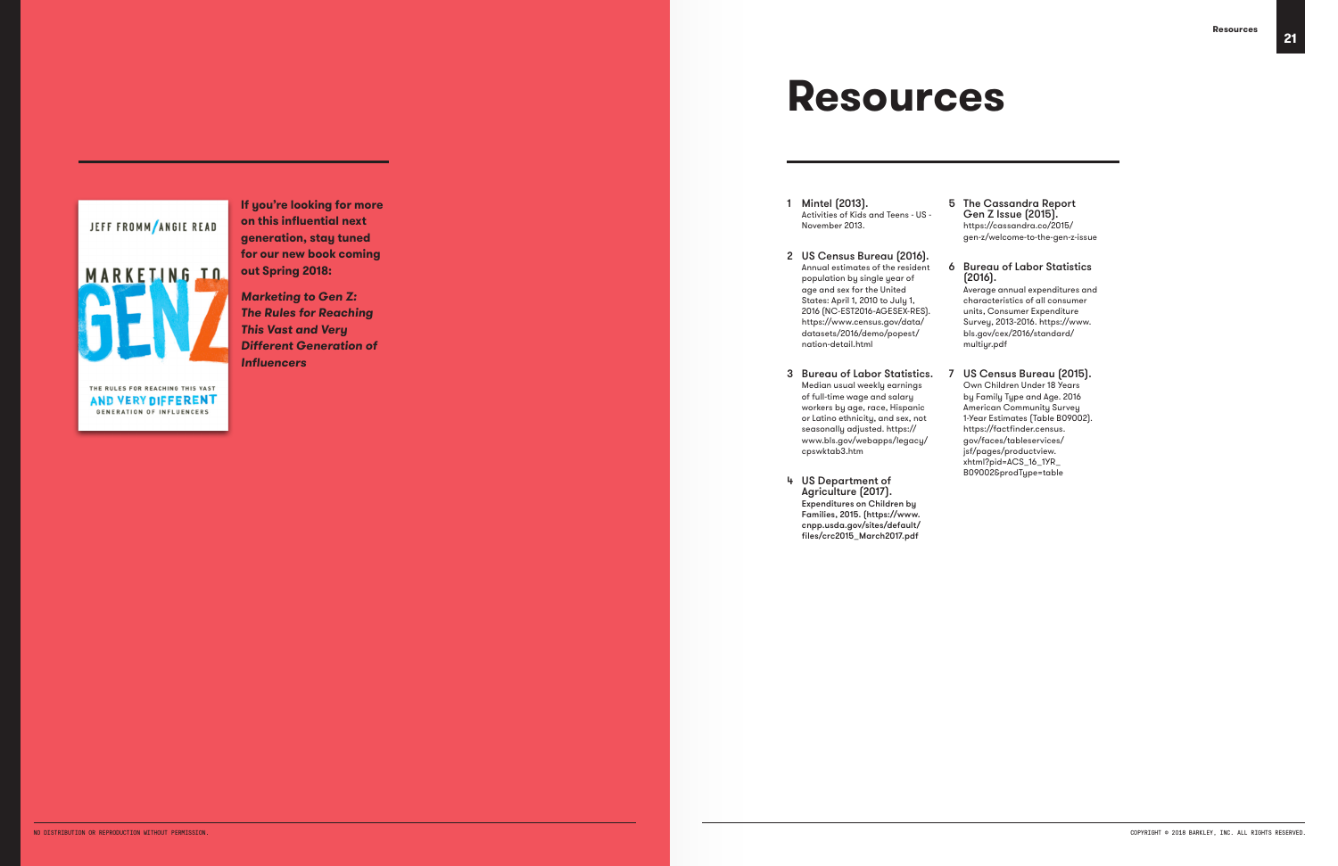If you're looking for more on this influential next generation, stay tuned for our new book coming out Spring 2018:

***Marketing to Gen Z: The Rules for Reaching This Vast and Very Different Generation of Influencers***

# Resources

1. Mintel (2013).
   Activities of Kids and Teens - US - November 2013.

2. US Census Bureau (2016).
   Annual estimates of the resident population by single year of age and sex for the United States: April 1, 2010 to July 1, 2016 (NC-EST2016-AGESEX-RES). https://www.census.gov/data/datasets/2016/demo/popest/nation-detail.html

3. Bureau of Labor Statistics.
   Median usual weekly earnings of full-time wage and salary workers by age, race, Hispanic or Latino ethnicity, and sex, not seasonally adjusted. https://www.bls.gov/webapps/legacy/cpswktab3.htm

4. US Department of Agriculture (2017).
   Expenditures on Children by Families, 2015. (https://www.cnpp.usda.gov/sites/default/files/crc2015_March2017.pdf

5. The Cassandra Report Gen Z Issue (2015).
   https://cassandra.co/2015/gen-z/welcome-to-the-gen-z-issue

6. Bureau of Labor Statistics (2016).
   Average annual expenditures and characteristics of all consumer units, Consumer Expenditure Survey, 2013-2016. https://www.bls.gov/cex/2016/standard/multiyr.pdf

7. US Census Bureau (2015).
   Own Children Under 18 Years by Family Type and Age. 2016 American Community Survey 1-Year Estimates (Table B09002). https://factfinder.census.gov/faces/tableservices/jsf/pages/productview.xhtml?pid=ACS_16_1YR_B09002&prodType=table

NO DISTRIBUTION OR REPRODUCTION WITHOUT PERMISSION.

COPYRIGHT © 2018 BARKLEY, INC. ALL RIGHTS RESERVED.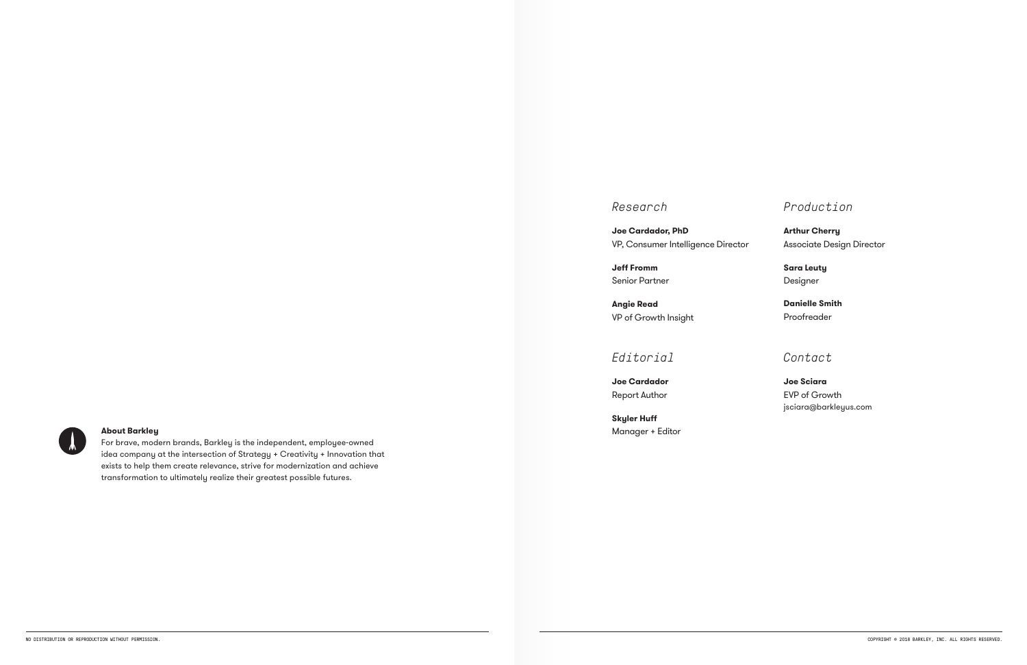**About Barkley**

For brave, modern brands, Barkley is the independent, employee-owned idea company at the intersection of Strategy + Creativity + Innovation that exists to help them create relevance, strive for modernization and achieve transformation to ultimately realize their greatest possible futures.

## *Research*

**Joe Cardador, PhD**
VP, Consumer Intelligence Director

**Jeff Fromm**
Senior Partner

**Angie Read**
VP of Growth Insight

## *Editorial*

**Joe Cardador**
Report Author

**Skyler Huff**
Manager + Editor

## *Production*

**Arthur Cherry**
Associate Design Director

**Sara Leuty**
Designer

**Danielle Smith**
Proofreader

## *Contact*

**Joe Sciara**
EVP of Growth
jsciara@barkleyus.com

NO DISTRIBUTION OR REPRODUCTION WITHOUT PERMISSION.

COPYRIGHT © 2018 BARKLEY, INC. ALL RIGHTS RESERVED.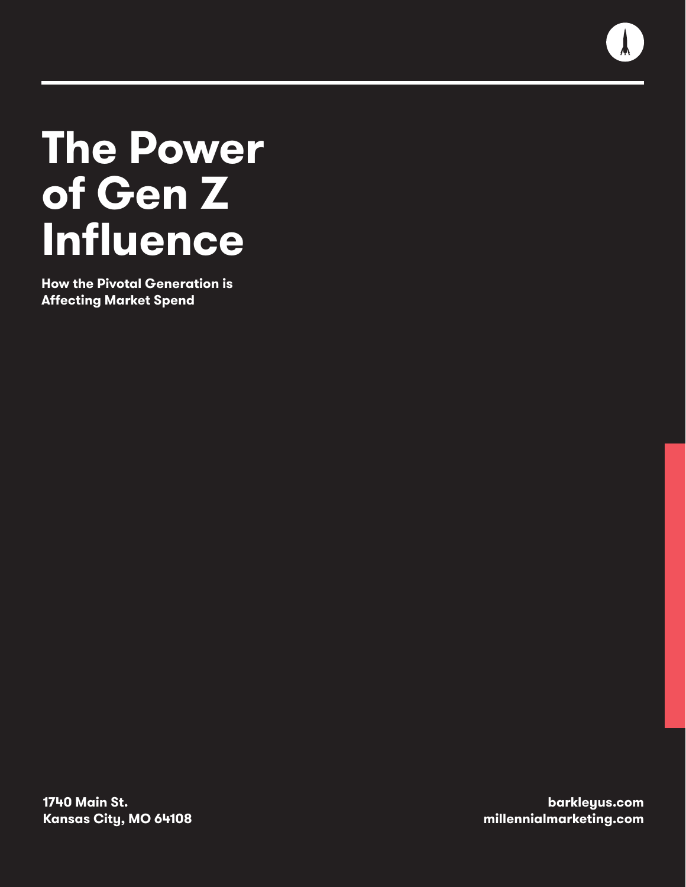# The Power of Gen Z Influence

**How the Pivotal Generation is Affecting Market Spend**

**1740 Main St.**
**Kansas City, MO 64108**

**barkleyus.com**
**millennialmarketing.com**